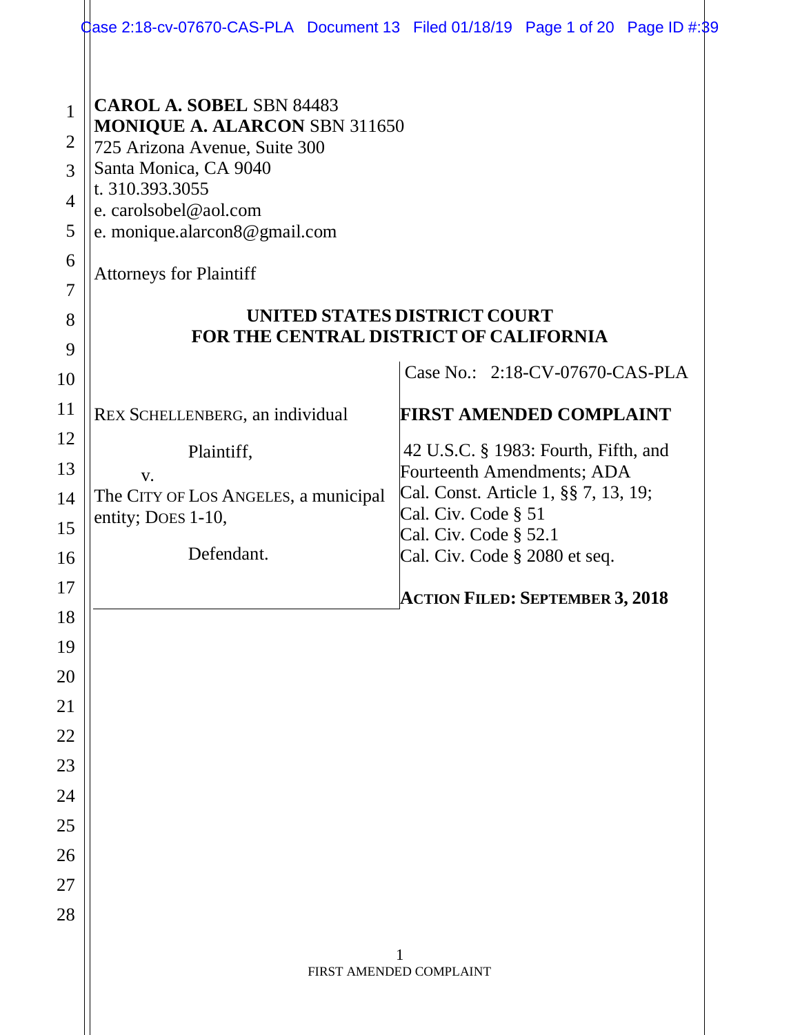**CAROL A. SOBEL** SBN 84483
**MONIQUE A. ALARCON** SBN 311650
725 Arizona Avenue, Suite 300
Santa Monica, CA 9040
t. 310.393.3055
e. carolsobel@aol.com
e. monique.alarcon8@gmail.com

Attorneys for Plaintiff

**UNITED STATES DISTRICT COURT**
**FOR THE CENTRAL DISTRICT OF CALIFORNIA**

REX SCHELLENBERG, an individual

Plaintiff,

v.

The CITY OF LOS ANGELES, a municipal entity; DOES 1-10,

Defendant.

Case No.: 2:18-CV-07670-CAS-PLA

**FIRST AMENDED COMPLAINT**

42 U.S.C. § 1983: Fourth, Fifth, and Fourteenth Amendments; ADA
Cal. Const. Article 1, §§ 7, 13, 19;
Cal. Civ. Code § 51
Cal. Civ. Code § 52.1
Cal. Civ. Code § 2080 et seq.

**ACTION FILED: SEPTEMBER 3, 2018**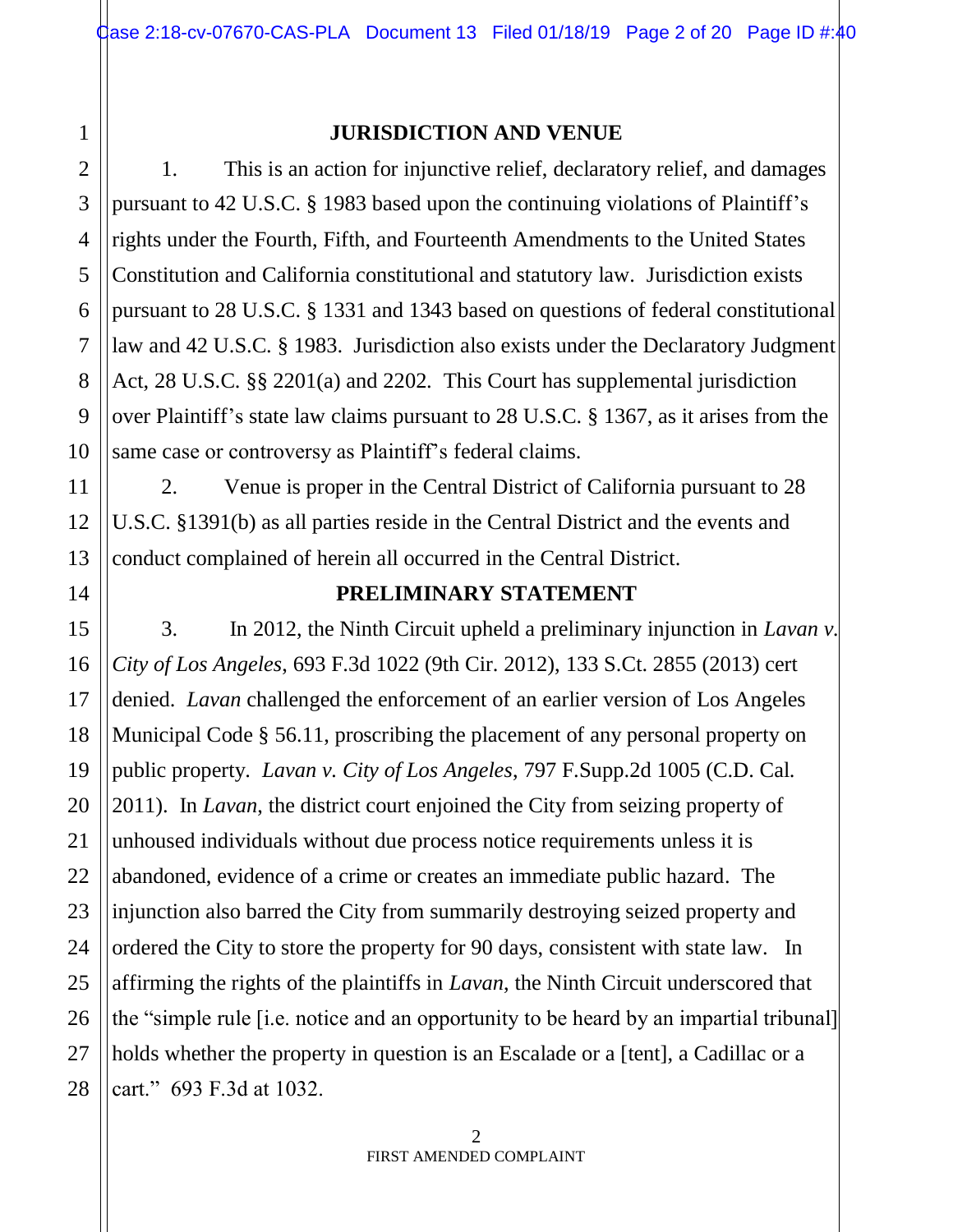## JURISDICTION AND VENUE

1. This is an action for injunctive relief, declaratory relief, and damages pursuant to 42 U.S.C. § 1983 based upon the continuing violations of Plaintiff's rights under the Fourth, Fifth, and Fourteenth Amendments to the United States Constitution and California constitutional and statutory law. Jurisdiction exists pursuant to 28 U.S.C. § 1331 and 1343 based on questions of federal constitutional law and 42 U.S.C. § 1983. Jurisdiction also exists under the Declaratory Judgment Act, 28 U.S.C. §§ 2201(a) and 2202. This Court has supplemental jurisdiction over Plaintiff's state law claims pursuant to 28 U.S.C. § 1367, as it arises from the same case or controversy as Plaintiff's federal claims.

2. Venue is proper in the Central District of California pursuant to 28 U.S.C. §1391(b) as all parties reside in the Central District and the events and conduct complained of herein all occurred in the Central District.

## PRELIMINARY STATEMENT

3. In 2012, the Ninth Circuit upheld a preliminary injunction in *Lavan v. City of Los Angeles*, 693 F.3d 1022 (9th Cir. 2012), 133 S.Ct. 2855 (2013) cert denied. *Lavan* challenged the enforcement of an earlier version of Los Angeles Municipal Code § 56.11, proscribing the placement of any personal property on public property. *Lavan v. City of Los Angeles*, 797 F.Supp.2d 1005 (C.D. Cal. 2011). In *Lavan*, the district court enjoined the City from seizing property of unhoused individuals without due process notice requirements unless it is abandoned, evidence of a crime or creates an immediate public hazard. The injunction also barred the City from summarily destroying seized property and ordered the City to store the property for 90 days, consistent with state law. In affirming the rights of the plaintiffs in *Lavan*, the Ninth Circuit underscored that the "simple rule [i.e. notice and an opportunity to be heard by an impartial tribunal] holds whether the property in question is an Escalade or a [tent], a Cadillac or a cart." 693 F.3d at 1032.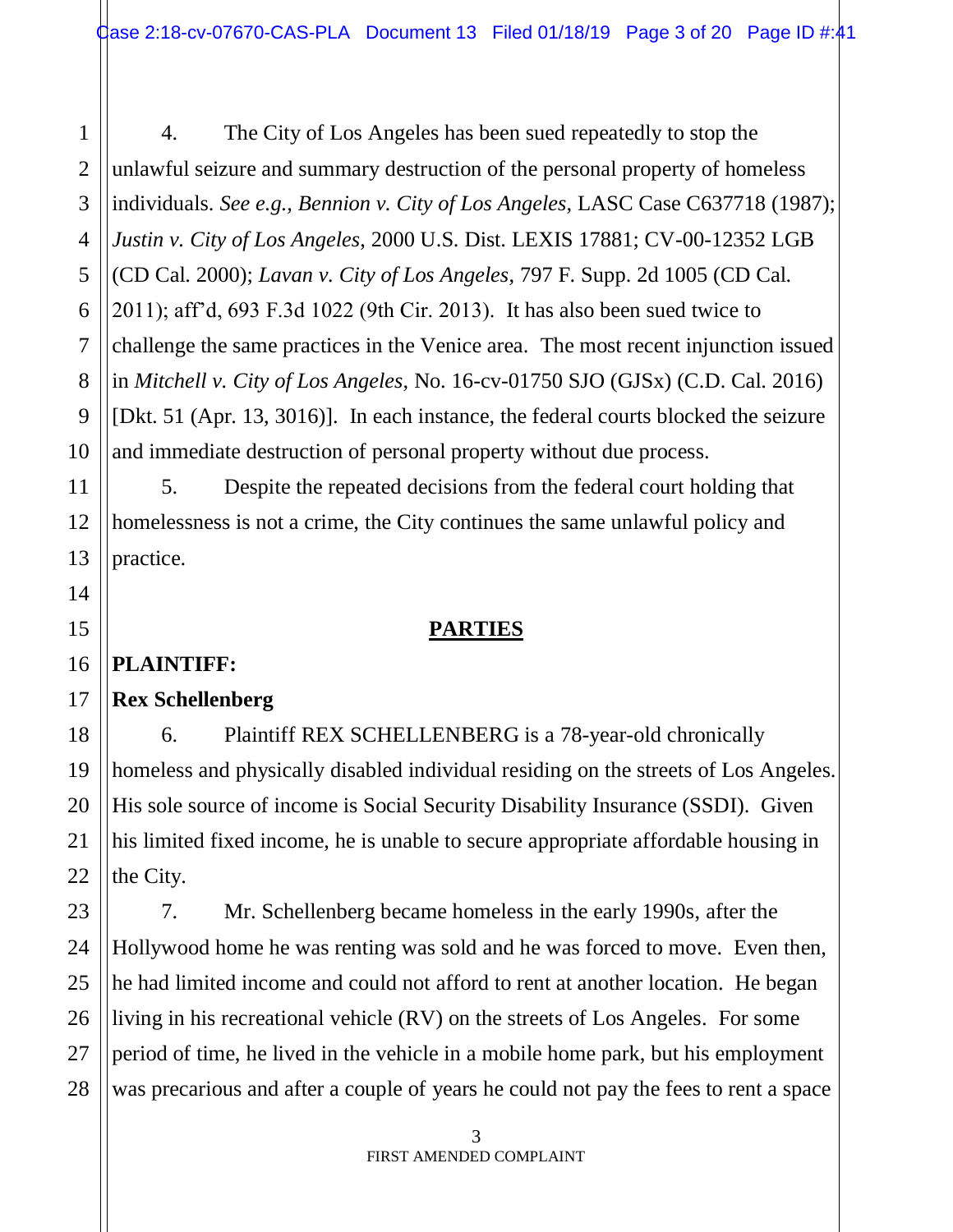4. The City of Los Angeles has been sued repeatedly to stop the unlawful seizure and summary destruction of the personal property of homeless individuals. *See e.g., Bennion v. City of Los Angeles*, LASC Case C637718 (1987); *Justin v. City of Los Angeles*, 2000 U.S. Dist. LEXIS 17881; CV-00-12352 LGB (CD Cal. 2000); *Lavan v. City of Los Angeles*, 797 F. Supp. 2d 1005 (CD Cal. 2011); aff'd, 693 F.3d 1022 (9th Cir. 2013). It has also been sued twice to challenge the same practices in the Venice area. The most recent injunction issued in *Mitchell v. City of Los Angeles*, No. 16-cv-01750 SJO (GJSx) (C.D. Cal. 2016) [Dkt. 51 (Apr. 13, 3016)]. In each instance, the federal courts blocked the seizure and immediate destruction of personal property without due process.

5. Despite the repeated decisions from the federal court holding that homelessness is not a crime, the City continues the same unlawful policy and practice.

## PARTIES

**PLAINTIFF:**

**Rex Schellenberg**

6. Plaintiff REX SCHELLENBERG is a 78-year-old chronically homeless and physically disabled individual residing on the streets of Los Angeles. His sole source of income is Social Security Disability Insurance (SSDI). Given his limited fixed income, he is unable to secure appropriate affordable housing in the City.

7. Mr. Schellenberg became homeless in the early 1990s, after the Hollywood home he was renting was sold and he was forced to move. Even then, he had limited income and could not afford to rent at another location. He began living in his recreational vehicle (RV) on the streets of Los Angeles. For some period of time, he lived in the vehicle in a mobile home park, but his employment was precarious and after a couple of years he could not pay the fees to rent a space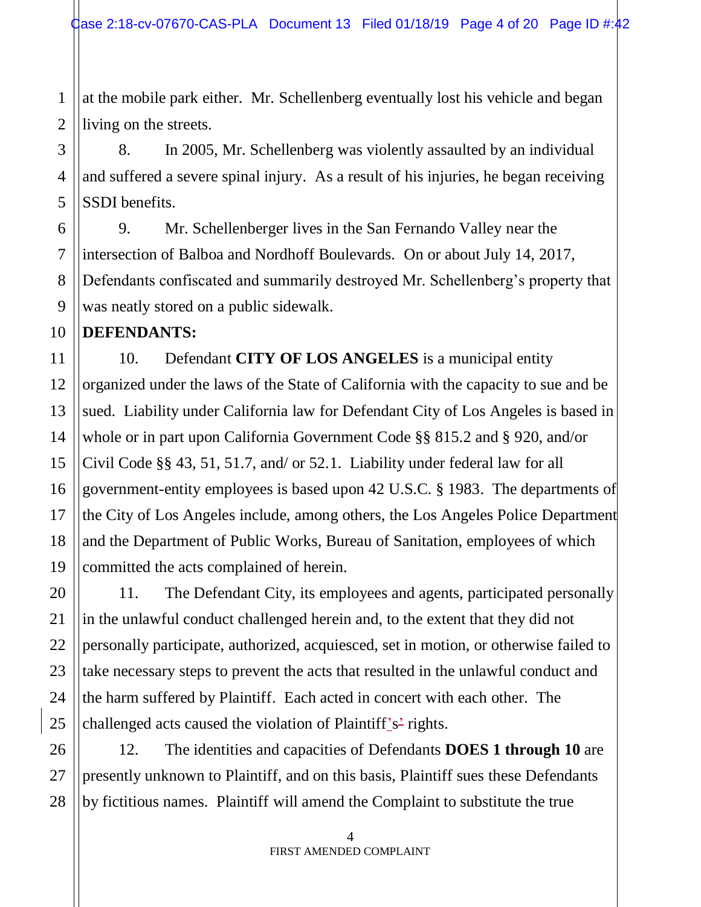at the mobile park either. Mr. Schellenberg eventually lost his vehicle and began living on the streets.

8. In 2005, Mr. Schellenberg was violently assaulted by an individual and suffered a severe spinal injury. As a result of his injuries, he began receiving SSDI benefits.

9. Mr. Schellenberger lives in the San Fernando Valley near the intersection of Balboa and Nordhoff Boulevards. On or about July 14, 2017, Defendants confiscated and summarily destroyed Mr. Schellenberg's property that was neatly stored on a public sidewalk.

**DEFENDANTS:**

10. Defendant **CITY OF LOS ANGELES** is a municipal entity organized under the laws of the State of California with the capacity to sue and be sued. Liability under California law for Defendant City of Los Angeles is based in whole or in part upon California Government Code §§ 815.2 and § 920, and/or Civil Code §§ 43, 51, 51.7, and/ or 52.1. Liability under federal law for all government-entity employees is based upon 42 U.S.C. § 1983. The departments of the City of Los Angeles include, among others, the Los Angeles Police Department and the Department of Public Works, Bureau of Sanitation, employees of which committed the acts complained of herein.

11. The Defendant City, its employees and agents, participated personally in the unlawful conduct challenged herein and, to the extent that they did not personally participate, authorized, acquiesced, set in motion, or otherwise failed to take necessary steps to prevent the acts that resulted in the unlawful conduct and the harm suffered by Plaintiff. Each acted in concert with each other. The challenged acts caused the violation of Plaintiff's rights.

12. The identities and capacities of Defendants **DOES 1 through 10** are presently unknown to Plaintiff, and on this basis, Plaintiff sues these Defendants by fictitious names. Plaintiff will amend the Complaint to substitute the true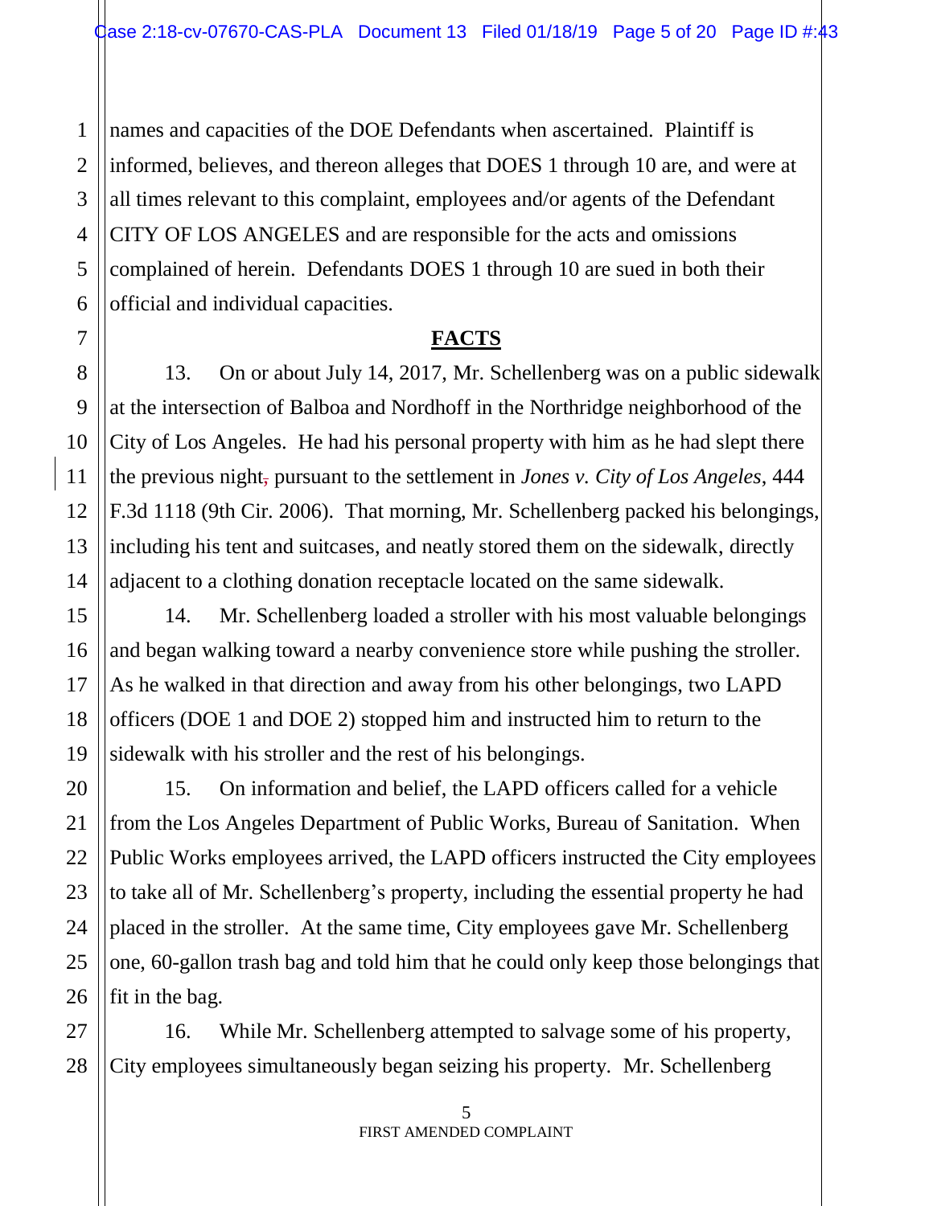names and capacities of the DOE Defendants when ascertained. Plaintiff is informed, believes, and thereon alleges that DOES 1 through 10 are, and were at all times relevant to this complaint, employees and/or agents of the Defendant CITY OF LOS ANGELES and are responsible for the acts and omissions complained of herein. Defendants DOES 1 through 10 are sued in both their official and individual capacities.

## FACTS

13. On or about July 14, 2017, Mr. Schellenberg was on a public sidewalk at the intersection of Balboa and Nordhoff in the Northridge neighborhood of the City of Los Angeles. He had his personal property with him as he had slept there the previous night pursuant to the settlement in *Jones v. City of Los Angeles*, 444 F.3d 1118 (9th Cir. 2006). That morning, Mr. Schellenberg packed his belongings, including his tent and suitcases, and neatly stored them on the sidewalk, directly adjacent to a clothing donation receptacle located on the same sidewalk.

14. Mr. Schellenberg loaded a stroller with his most valuable belongings and began walking toward a nearby convenience store while pushing the stroller. As he walked in that direction and away from his other belongings, two LAPD officers (DOE 1 and DOE 2) stopped him and instructed him to return to the sidewalk with his stroller and the rest of his belongings.

15. On information and belief, the LAPD officers called for a vehicle from the Los Angeles Department of Public Works, Bureau of Sanitation. When Public Works employees arrived, the LAPD officers instructed the City employees to take all of Mr. Schellenberg's property, including the essential property he had placed in the stroller. At the same time, City employees gave Mr. Schellenberg one, 60-gallon trash bag and told him that he could only keep those belongings that fit in the bag.

16. While Mr. Schellenberg attempted to salvage some of his property, City employees simultaneously began seizing his property. Mr. Schellenberg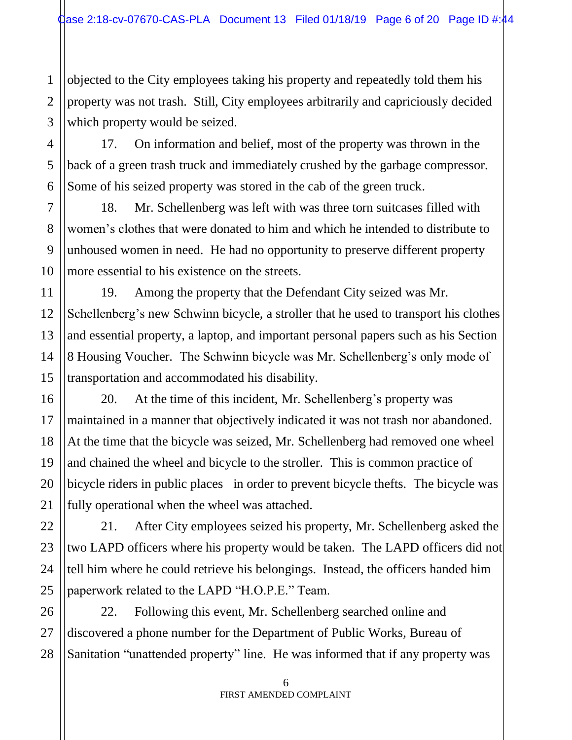objected to the City employees taking his property and repeatedly told them his property was not trash. Still, City employees arbitrarily and capriciously decided which property would be seized.

17. On information and belief, most of the property was thrown in the back of a green trash truck and immediately crushed by the garbage compressor. Some of his seized property was stored in the cab of the green truck.

18. Mr. Schellenberg was left with was three torn suitcases filled with women's clothes that were donated to him and which he intended to distribute to unhoused women in need. He had no opportunity to preserve different property more essential to his existence on the streets.

19. Among the property that the Defendant City seized was Mr. Schellenberg's new Schwinn bicycle, a stroller that he used to transport his clothes and essential property, a laptop, and important personal papers such as his Section 8 Housing Voucher. The Schwinn bicycle was Mr. Schellenberg's only mode of transportation and accommodated his disability.

20. At the time of this incident, Mr. Schellenberg's property was maintained in a manner that objectively indicated it was not trash nor abandoned. At the time that the bicycle was seized, Mr. Schellenberg had removed one wheel and chained the wheel and bicycle to the stroller. This is common practice of bicycle riders in public places in order to prevent bicycle thefts. The bicycle was fully operational when the wheel was attached.

21. After City employees seized his property, Mr. Schellenberg asked the two LAPD officers where his property would be taken. The LAPD officers did not tell him where he could retrieve his belongings. Instead, the officers handed him paperwork related to the LAPD "H.O.P.E." Team.

22. Following this event, Mr. Schellenberg searched online and discovered a phone number for the Department of Public Works, Bureau of Sanitation "unattended property" line. He was informed that if any property was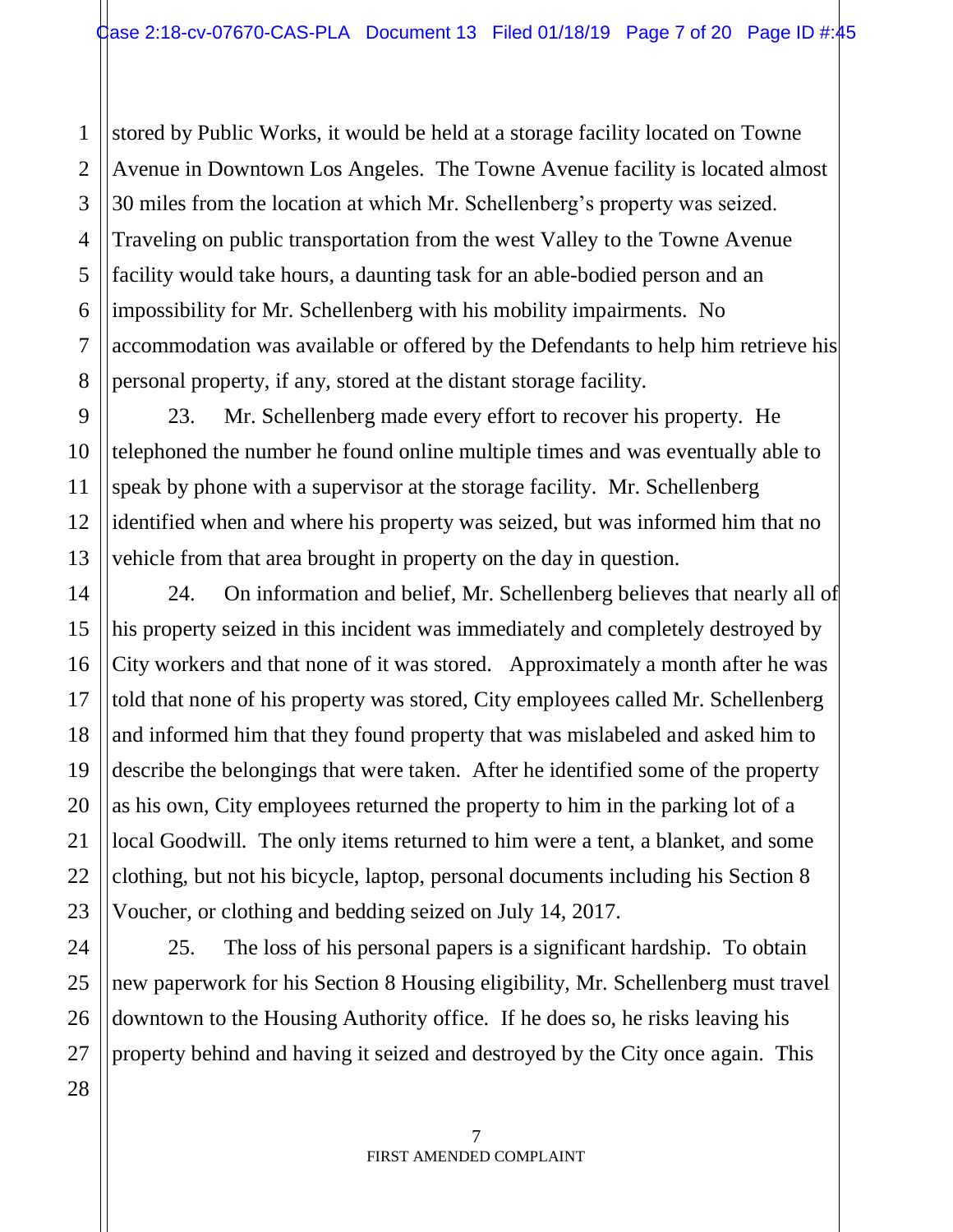stored by Public Works, it would be held at a storage facility located on Towne Avenue in Downtown Los Angeles. The Towne Avenue facility is located almost 30 miles from the location at which Mr. Schellenberg's property was seized. Traveling on public transportation from the west Valley to the Towne Avenue facility would take hours, a daunting task for an able-bodied person and an impossibility for Mr. Schellenberg with his mobility impairments. No accommodation was available or offered by the Defendants to help him retrieve his personal property, if any, stored at the distant storage facility.

23. Mr. Schellenberg made every effort to recover his property. He telephoned the number he found online multiple times and was eventually able to speak by phone with a supervisor at the storage facility. Mr. Schellenberg identified when and where his property was seized, but was informed him that no vehicle from that area brought in property on the day in question.

24. On information and belief, Mr. Schellenberg believes that nearly all of his property seized in this incident was immediately and completely destroyed by City workers and that none of it was stored. Approximately a month after he was told that none of his property was stored, City employees called Mr. Schellenberg and informed him that they found property that was mislabeled and asked him to describe the belongings that were taken. After he identified some of the property as his own, City employees returned the property to him in the parking lot of a local Goodwill. The only items returned to him were a tent, a blanket, and some clothing, but not his bicycle, laptop, personal documents including his Section 8 Voucher, or clothing and bedding seized on July 14, 2017.

25. The loss of his personal papers is a significant hardship. To obtain new paperwork for his Section 8 Housing eligibility, Mr. Schellenberg must travel downtown to the Housing Authority office. If he does so, he risks leaving his property behind and having it seized and destroyed by the City once again. This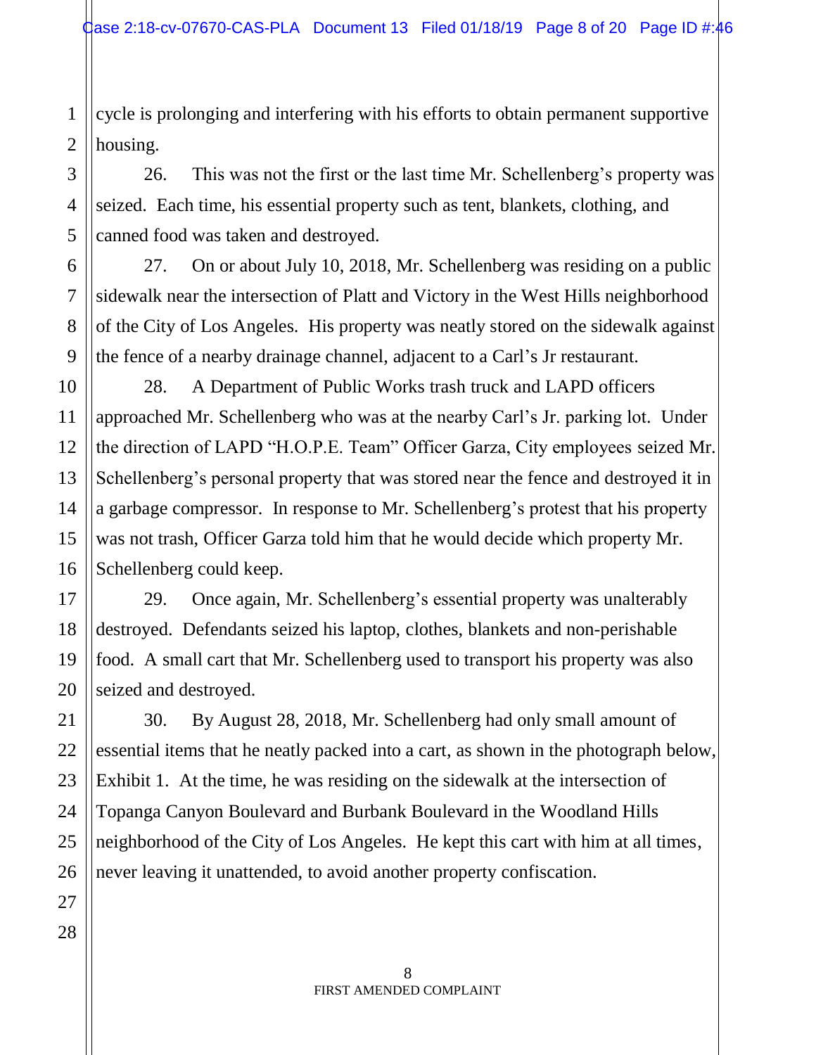cycle is prolonging and interfering with his efforts to obtain permanent supportive housing.

26. This was not the first or the last time Mr. Schellenberg's property was seized. Each time, his essential property such as tent, blankets, clothing, and canned food was taken and destroyed.

27. On or about July 10, 2018, Mr. Schellenberg was residing on a public sidewalk near the intersection of Platt and Victory in the West Hills neighborhood of the City of Los Angeles. His property was neatly stored on the sidewalk against the fence of a nearby drainage channel, adjacent to a Carl's Jr restaurant.

28. A Department of Public Works trash truck and LAPD officers approached Mr. Schellenberg who was at the nearby Carl's Jr. parking lot. Under the direction of LAPD "H.O.P.E. Team" Officer Garza, City employees seized Mr. Schellenberg's personal property that was stored near the fence and destroyed it in a garbage compressor. In response to Mr. Schellenberg's protest that his property was not trash, Officer Garza told him that he would decide which property Mr. Schellenberg could keep.

29. Once again, Mr. Schellenberg's essential property was unalterably destroyed. Defendants seized his laptop, clothes, blankets and non-perishable food. A small cart that Mr. Schellenberg used to transport his property was also seized and destroyed.

30. By August 28, 2018, Mr. Schellenberg had only small amount of essential items that he neatly packed into a cart, as shown in the photograph below, Exhibit 1. At the time, he was residing on the sidewalk at the intersection of Topanga Canyon Boulevard and Burbank Boulevard in the Woodland Hills neighborhood of the City of Los Angeles. He kept this cart with him at all times, never leaving it unattended, to avoid another property confiscation.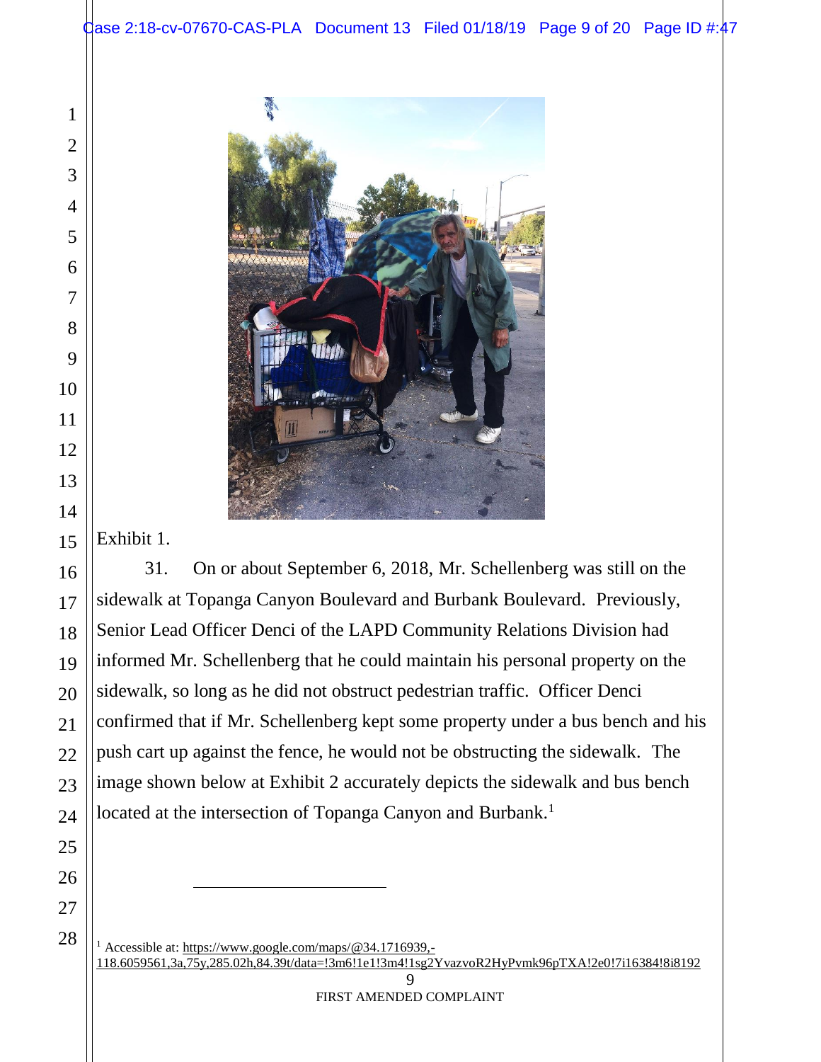Exhibit 1.

31. On or about September 6, 2018, Mr. Schellenberg was still on the sidewalk at Topanga Canyon Boulevard and Burbank Boulevard. Previously, Senior Lead Officer Denci of the LAPD Community Relations Division had informed Mr. Schellenberg that he could maintain his personal property on the sidewalk, so long as he did not obstruct pedestrian traffic. Officer Denci confirmed that if Mr. Schellenberg kept some property under a bus bench and his push cart up against the fence, he would not be obstructing the sidewalk. The image shown below at Exhibit 2 accurately depicts the sidewalk and bus bench located at the intersection of Topanga Canyon and Burbank.[1]

---

[1] Accessible at: https://www.google.com/maps/@34.1716939,-118.6059561,3a,75y,285.02h,84.39t/data=!3m6!1e1!3m4!1sg2YvazvoR2HyPvmk96pTXA!2e0!7i16384!8i8192

FIRST AMENDED COMPLAINT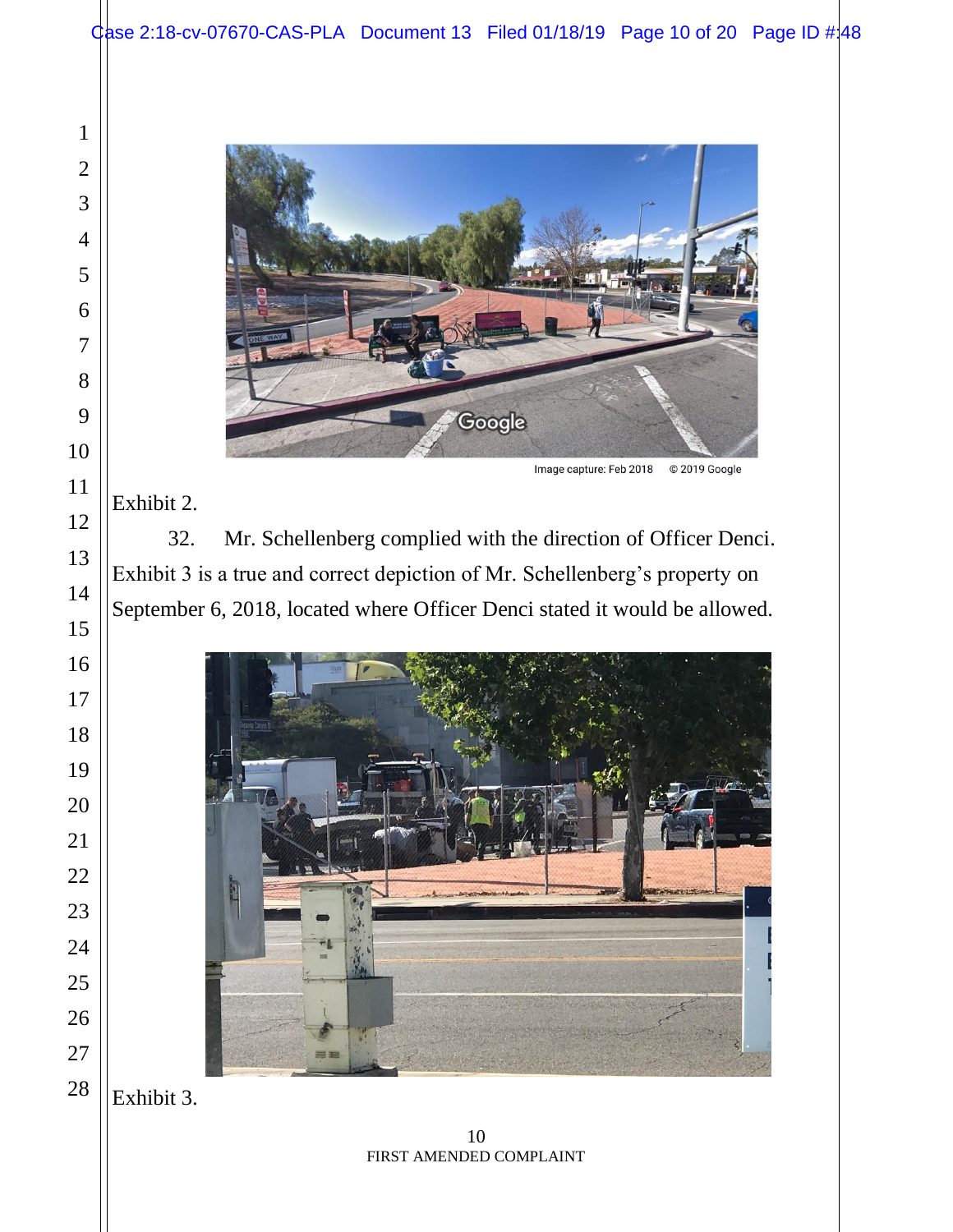Image capture: Feb 2018 © 2019 Google

Exhibit 2.

32. Mr. Schellenberg complied with the direction of Officer Denci. Exhibit 3 is a true and correct depiction of Mr. Schellenberg's property on September 6, 2018, located where Officer Denci stated it would be allowed.

Exhibit 3.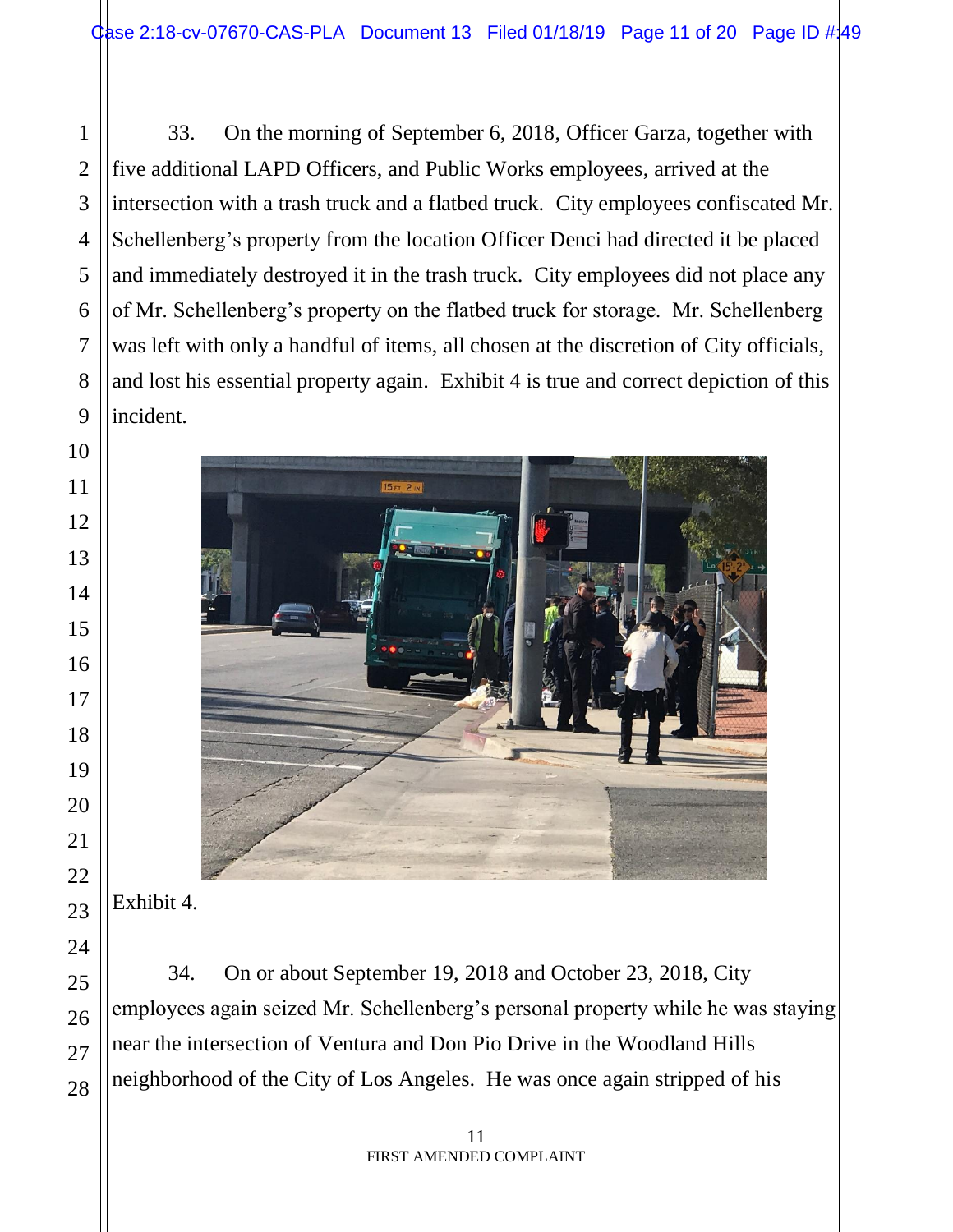33. On the morning of September 6, 2018, Officer Garza, together with five additional LAPD Officers, and Public Works employees, arrived at the intersection with a trash truck and a flatbed truck. City employees confiscated Mr. Schellenberg's property from the location Officer Denci had directed it be placed and immediately destroyed it in the trash truck. City employees did not place any of Mr. Schellenberg's property on the flatbed truck for storage. Mr. Schellenberg was left with only a handful of items, all chosen at the discretion of City officials, and lost his essential property again. Exhibit 4 is true and correct depiction of this incident.

Exhibit 4.

34. On or about September 19, 2018 and October 23, 2018, City employees again seized Mr. Schellenberg's personal property while he was staying near the intersection of Ventura and Don Pio Drive in the Woodland Hills neighborhood of the City of Los Angeles. He was once again stripped of his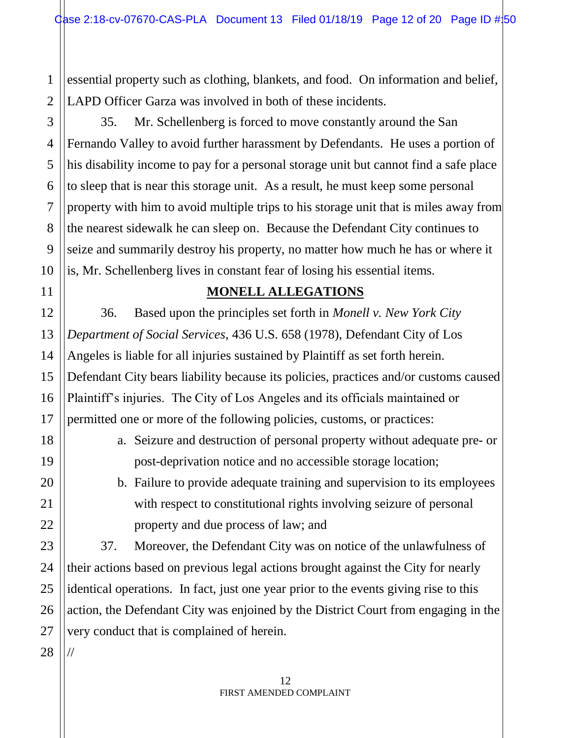essential property such as clothing, blankets, and food. On information and belief, LAPD Officer Garza was involved in both of these incidents.

35. Mr. Schellenberg is forced to move constantly around the San Fernando Valley to avoid further harassment by Defendants. He uses a portion of his disability income to pay for a personal storage unit but cannot find a safe place to sleep that is near this storage unit. As a result, he must keep some personal property with him to avoid multiple trips to his storage unit that is miles away from the nearest sidewalk he can sleep on. Because the Defendant City continues to seize and summarily destroy his property, no matter how much he has or where it is, Mr. Schellenberg lives in constant fear of losing his essential items.

## MONELL ALLEGATIONS

36. Based upon the principles set forth in *Monell v. New York City Department of Social Services*, 436 U.S. 658 (1978), Defendant City of Los Angeles is liable for all injuries sustained by Plaintiff as set forth herein. Defendant City bears liability because its policies, practices and/or customs caused Plaintiff's injuries. The City of Los Angeles and its officials maintained or permitted one or more of the following policies, customs, or practices:

a. Seizure and destruction of personal property without adequate pre- or post-deprivation notice and no accessible storage location;

b. Failure to provide adequate training and supervision to its employees with respect to constitutional rights involving seizure of personal property and due process of law; and

37. Moreover, the Defendant City was on notice of the unlawfulness of their actions based on previous legal actions brought against the City for nearly identical operations. In fact, just one year prior to the events giving rise to this action, the Defendant City was enjoined by the District Court from engaging in the very conduct that is complained of herein.

//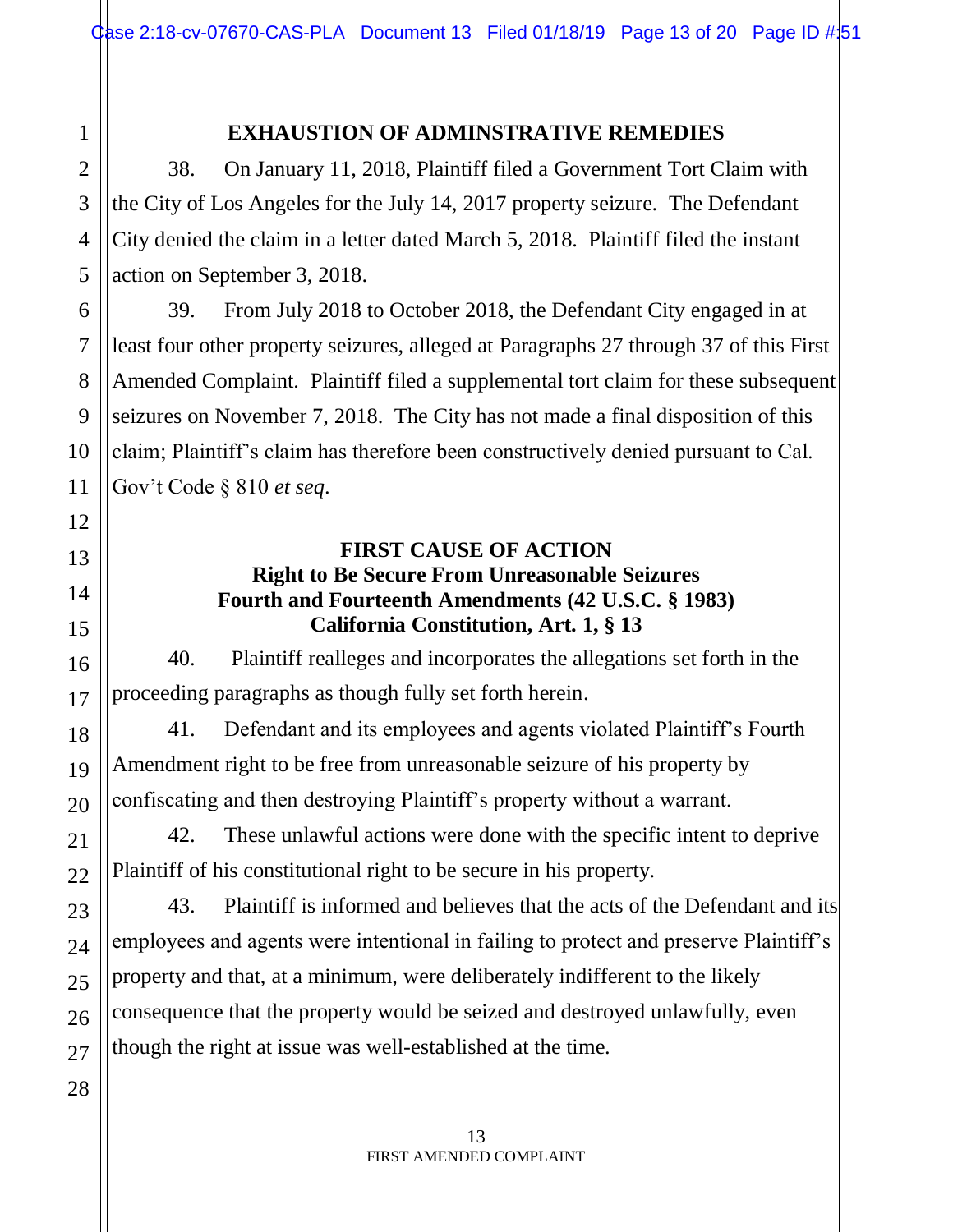## EXHAUSTION OF ADMINSTRATIVE REMEDIES

38. On January 11, 2018, Plaintiff filed a Government Tort Claim with the City of Los Angeles for the July 14, 2017 property seizure. The Defendant City denied the claim in a letter dated March 5, 2018. Plaintiff filed the instant action on September 3, 2018.

39. From July 2018 to October 2018, the Defendant City engaged in at least four other property seizures, alleged at Paragraphs 27 through 37 of this First Amended Complaint. Plaintiff filed a supplemental tort claim for these subsequent seizures on November 7, 2018. The City has not made a final disposition of this claim; Plaintiff's claim has therefore been constructively denied pursuant to Cal. Gov't Code § 810 *et seq*.

## FIRST CAUSE OF ACTION
### Right to Be Secure From Unreasonable Seizures
### Fourth and Fourteenth Amendments (42 U.S.C. § 1983)
### California Constitution, Art. 1, § 13

40. Plaintiff realleges and incorporates the allegations set forth in the proceeding paragraphs as though fully set forth herein.

41. Defendant and its employees and agents violated Plaintiff's Fourth Amendment right to be free from unreasonable seizure of his property by confiscating and then destroying Plaintiff's property without a warrant.

42. These unlawful actions were done with the specific intent to deprive Plaintiff of his constitutional right to be secure in his property.

43. Plaintiff is informed and believes that the acts of the Defendant and its employees and agents were intentional in failing to protect and preserve Plaintiff's property and that, at a minimum, were deliberately indifferent to the likely consequence that the property would be seized and destroyed unlawfully, even though the right at issue was well-established at the time.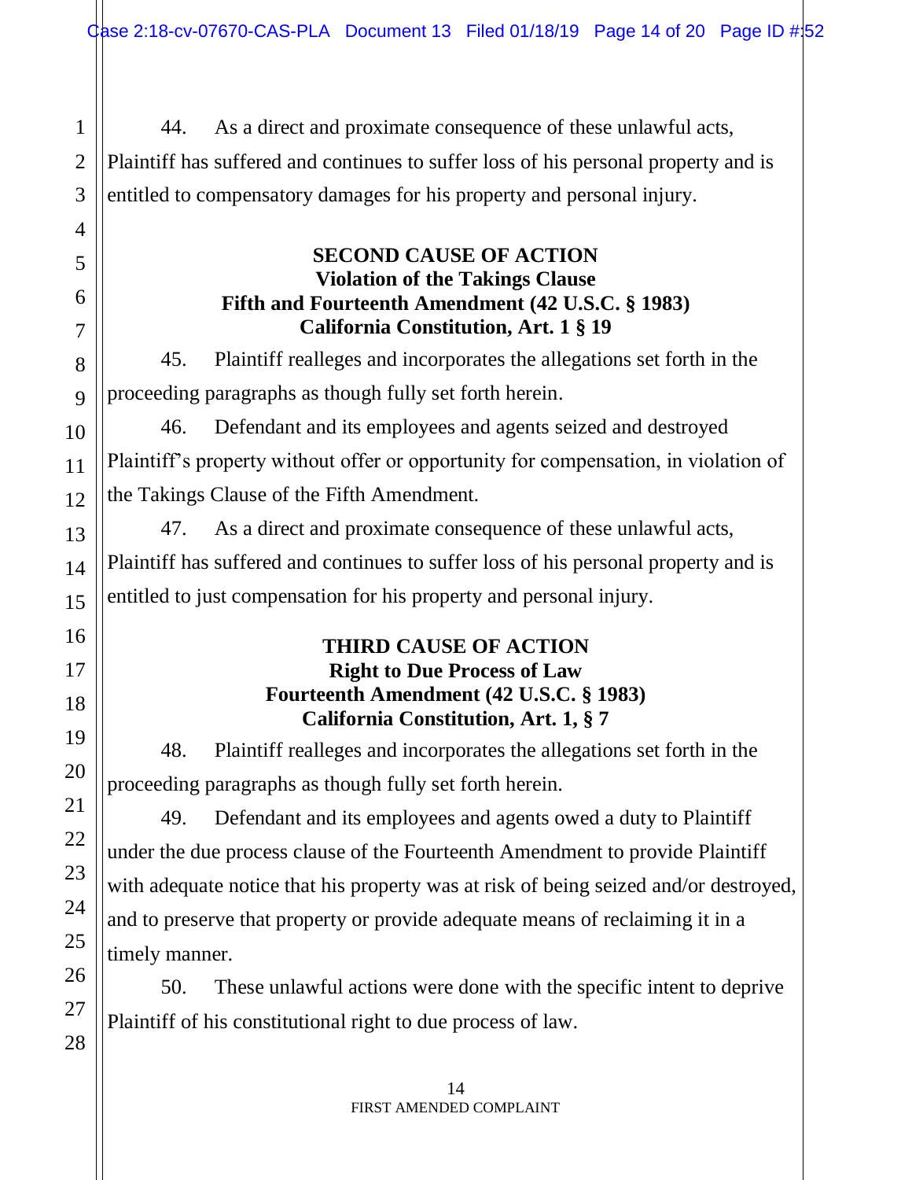44. As a direct and proximate consequence of these unlawful acts, Plaintiff has suffered and continues to suffer loss of his personal property and is entitled to compensatory damages for his property and personal injury.

**SECOND CAUSE OF ACTION**
**Violation of the Takings Clause**
**Fifth and Fourteenth Amendment (42 U.S.C. § 1983)**
**California Constitution, Art. 1 § 19**

45. Plaintiff realleges and incorporates the allegations set forth in the proceeding paragraphs as though fully set forth herein.

46. Defendant and its employees and agents seized and destroyed Plaintiff's property without offer or opportunity for compensation, in violation of the Takings Clause of the Fifth Amendment.

47. As a direct and proximate consequence of these unlawful acts, Plaintiff has suffered and continues to suffer loss of his personal property and is entitled to just compensation for his property and personal injury.

**THIRD CAUSE OF ACTION**
**Right to Due Process of Law**
**Fourteenth Amendment (42 U.S.C. § 1983)**
**California Constitution, Art. 1, § 7**

48. Plaintiff realleges and incorporates the allegations set forth in the proceeding paragraphs as though fully set forth herein.

49. Defendant and its employees and agents owed a duty to Plaintiff under the due process clause of the Fourteenth Amendment to provide Plaintiff with adequate notice that his property was at risk of being seized and/or destroyed, and to preserve that property or provide adequate means of reclaiming it in a timely manner.

50. These unlawful actions were done with the specific intent to deprive Plaintiff of his constitutional right to due process of law.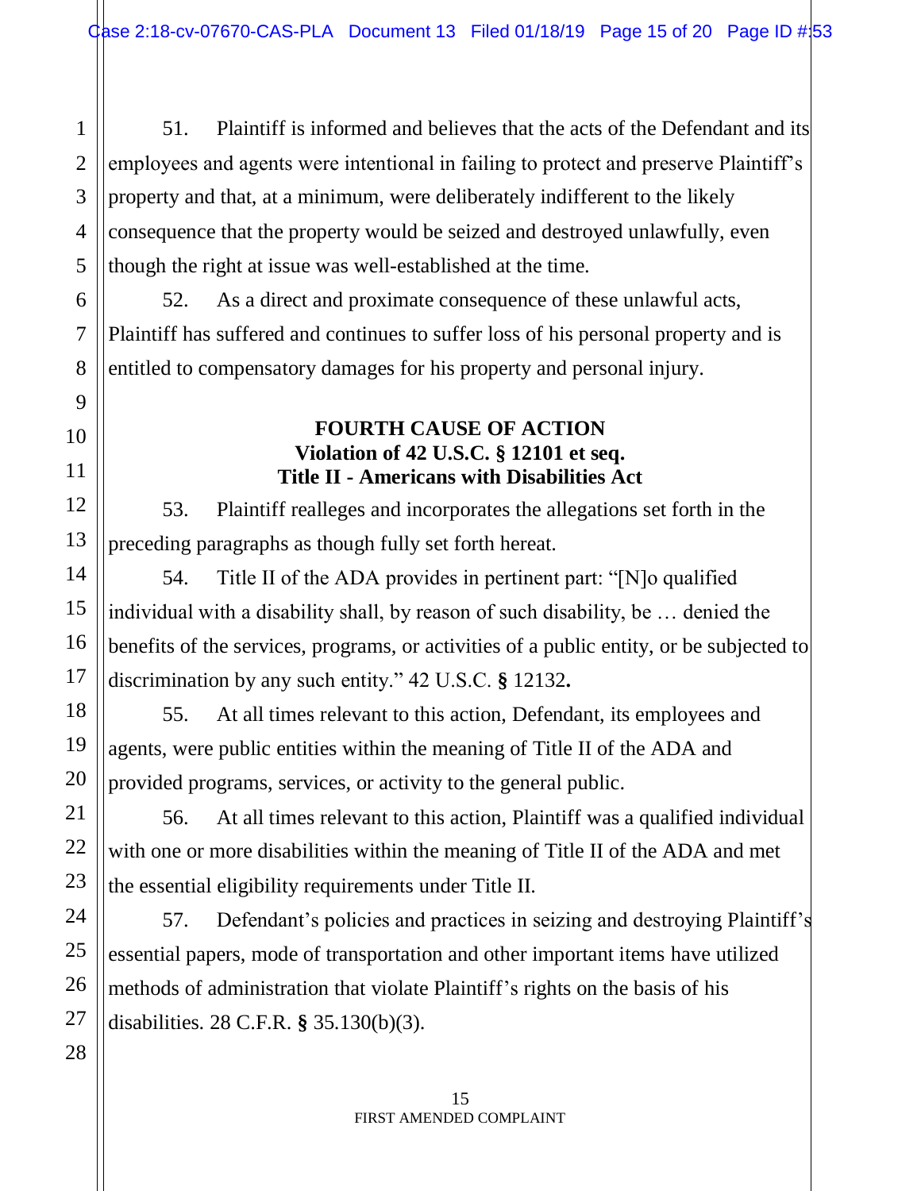51. Plaintiff is informed and believes that the acts of the Defendant and its employees and agents were intentional in failing to protect and preserve Plaintiff's property and that, at a minimum, were deliberately indifferent to the likely consequence that the property would be seized and destroyed unlawfully, even though the right at issue was well-established at the time.

52. As a direct and proximate consequence of these unlawful acts, Plaintiff has suffered and continues to suffer loss of his personal property and is entitled to compensatory damages for his property and personal injury.

**FOURTH CAUSE OF ACTION**
**Violation of 42 U.S.C. § 12101 et seq.**
**Title II - Americans with Disabilities Act**

53. Plaintiff realleges and incorporates the allegations set forth in the preceding paragraphs as though fully set forth hereat.

54. Title II of the ADA provides in pertinent part: "[N]o qualified individual with a disability shall, by reason of such disability, be … denied the benefits of the services, programs, or activities of a public entity, or be subjected to discrimination by any such entity." 42 U.S.C. **§** 12132**.**

55. At all times relevant to this action, Defendant, its employees and agents, were public entities within the meaning of Title II of the ADA and provided programs, services, or activity to the general public.

56. At all times relevant to this action, Plaintiff was a qualified individual with one or more disabilities within the meaning of Title II of the ADA and met the essential eligibility requirements under Title II.

57. Defendant's policies and practices in seizing and destroying Plaintiff's essential papers, mode of transportation and other important items have utilized methods of administration that violate Plaintiff's rights on the basis of his disabilities. 28 C.F.R. **§** 35.130(b)(3).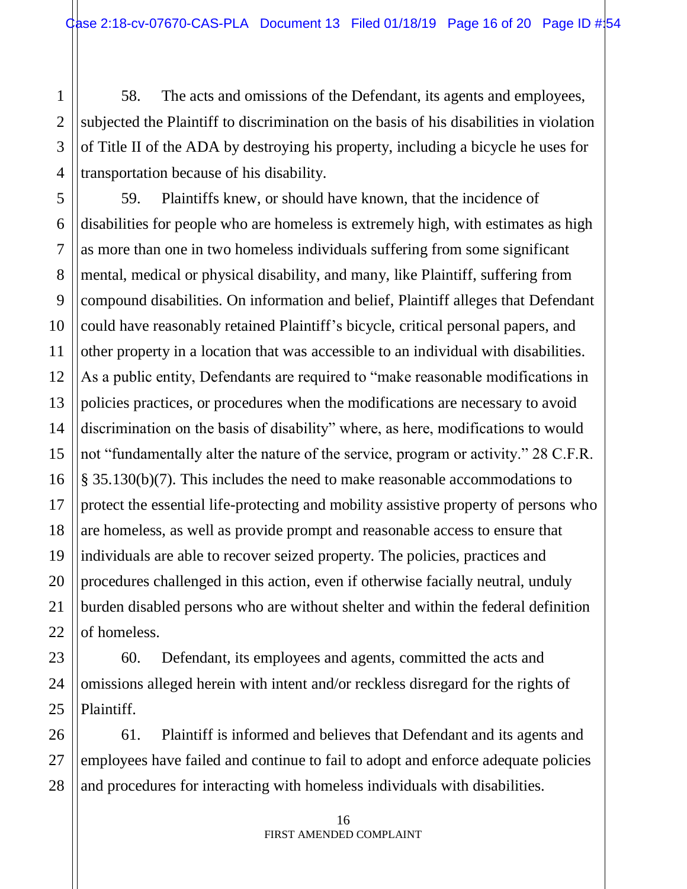58. The acts and omissions of the Defendant, its agents and employees, subjected the Plaintiff to discrimination on the basis of his disabilities in violation of Title II of the ADA by destroying his property, including a bicycle he uses for transportation because of his disability.

59. Plaintiffs knew, or should have known, that the incidence of disabilities for people who are homeless is extremely high, with estimates as high as more than one in two homeless individuals suffering from some significant mental, medical or physical disability, and many, like Plaintiff, suffering from compound disabilities. On information and belief, Plaintiff alleges that Defendant could have reasonably retained Plaintiff's bicycle, critical personal papers, and other property in a location that was accessible to an individual with disabilities. As a public entity, Defendants are required to "make reasonable modifications in policies practices, or procedures when the modifications are necessary to avoid discrimination on the basis of disability" where, as here, modifications to would not "fundamentally alter the nature of the service, program or activity." 28 C.F.R. § 35.130(b)(7). This includes the need to make reasonable accommodations to protect the essential life-protecting and mobility assistive property of persons who are homeless, as well as provide prompt and reasonable access to ensure that individuals are able to recover seized property. The policies, practices and procedures challenged in this action, even if otherwise facially neutral, unduly burden disabled persons who are without shelter and within the federal definition of homeless.

60. Defendant, its employees and agents, committed the acts and omissions alleged herein with intent and/or reckless disregard for the rights of Plaintiff.

61. Plaintiff is informed and believes that Defendant and its agents and employees have failed and continue to fail to adopt and enforce adequate policies and procedures for interacting with homeless individuals with disabilities.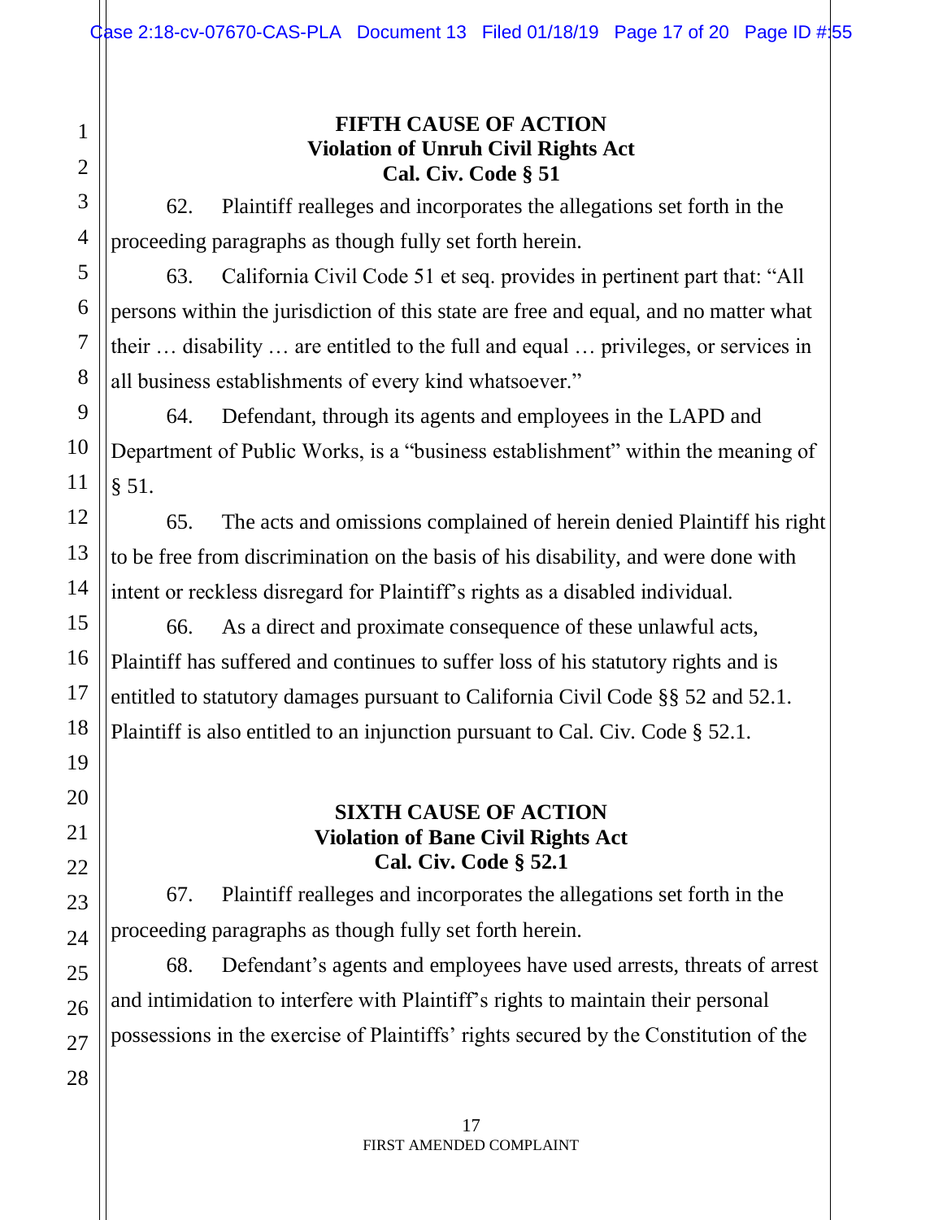**FIFTH CAUSE OF ACTION**
**Violation of Unruh Civil Rights Act**
**Cal. Civ. Code § 51**

62. Plaintiff realleges and incorporates the allegations set forth in the proceeding paragraphs as though fully set forth herein.

63. California Civil Code 51 et seq. provides in pertinent part that: "All persons within the jurisdiction of this state are free and equal, and no matter what their … disability … are entitled to the full and equal … privileges, or services in all business establishments of every kind whatsoever."

64. Defendant, through its agents and employees in the LAPD and Department of Public Works, is a "business establishment" within the meaning of § 51.

65. The acts and omissions complained of herein denied Plaintiff his right to be free from discrimination on the basis of his disability, and were done with intent or reckless disregard for Plaintiff's rights as a disabled individual.

66. As a direct and proximate consequence of these unlawful acts, Plaintiff has suffered and continues to suffer loss of his statutory rights and is entitled to statutory damages pursuant to California Civil Code §§ 52 and 52.1. Plaintiff is also entitled to an injunction pursuant to Cal. Civ. Code § 52.1.

**SIXTH CAUSE OF ACTION**
**Violation of Bane Civil Rights Act**
**Cal. Civ. Code § 52.1**

67. Plaintiff realleges and incorporates the allegations set forth in the proceeding paragraphs as though fully set forth herein.

68. Defendant's agents and employees have used arrests, threats of arrest and intimidation to interfere with Plaintiff's rights to maintain their personal possessions in the exercise of Plaintiffs' rights secured by the Constitution of the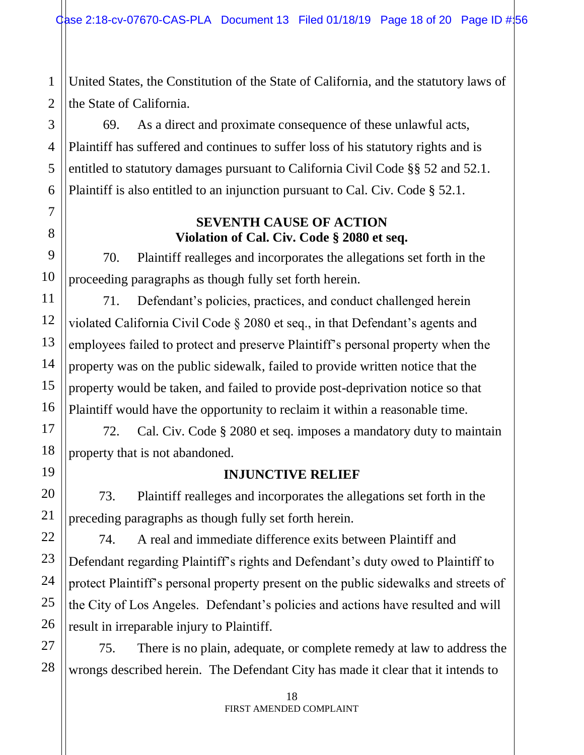United States, the Constitution of the State of California, and the statutory laws of the State of California.

69. As a direct and proximate consequence of these unlawful acts, Plaintiff has suffered and continues to suffer loss of his statutory rights and is entitled to statutory damages pursuant to California Civil Code §§ 52 and 52.1. Plaintiff is also entitled to an injunction pursuant to Cal. Civ. Code § 52.1.

**SEVENTH CAUSE OF ACTION**
**Violation of Cal. Civ. Code § 2080 et seq.**

70. Plaintiff realleges and incorporates the allegations set forth in the proceeding paragraphs as though fully set forth herein.

71. Defendant's policies, practices, and conduct challenged herein violated California Civil Code § 2080 et seq., in that Defendant's agents and employees failed to protect and preserve Plaintiff's personal property when the property was on the public sidewalk, failed to provide written notice that the property would be taken, and failed to provide post-deprivation notice so that Plaintiff would have the opportunity to reclaim it within a reasonable time.

72. Cal. Civ. Code § 2080 et seq. imposes a mandatory duty to maintain property that is not abandoned.

**INJUNCTIVE RELIEF**

73. Plaintiff realleges and incorporates the allegations set forth in the preceding paragraphs as though fully set forth herein.

74. A real and immediate difference exits between Plaintiff and Defendant regarding Plaintiff's rights and Defendant's duty owed to Plaintiff to protect Plaintiff's personal property present on the public sidewalks and streets of the City of Los Angeles. Defendant's policies and actions have resulted and will result in irreparable injury to Plaintiff.

75. There is no plain, adequate, or complete remedy at law to address the wrongs described herein. The Defendant City has made it clear that it intends to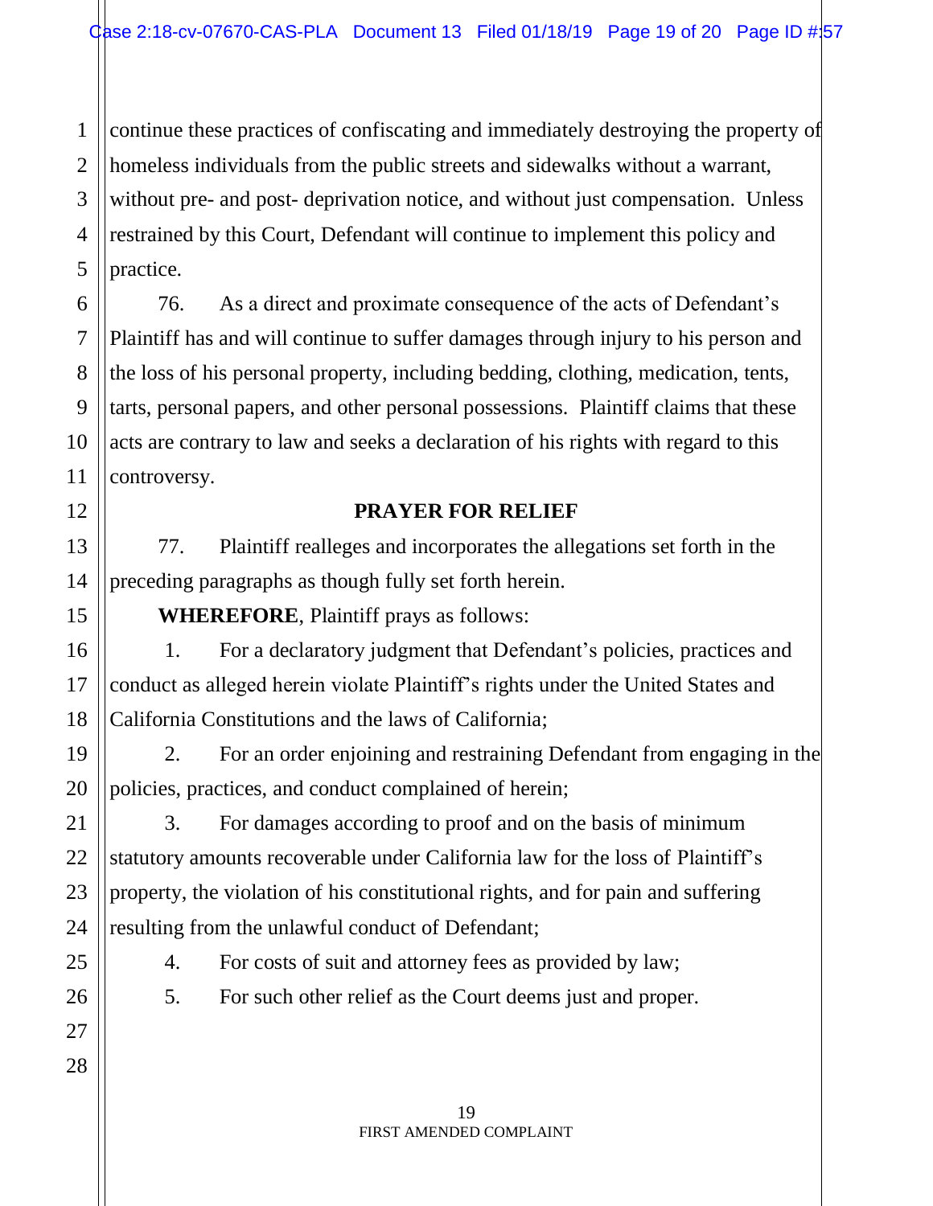continue these practices of confiscating and immediately destroying the property of homeless individuals from the public streets and sidewalks without a warrant, without pre- and post- deprivation notice, and without just compensation. Unless restrained by this Court, Defendant will continue to implement this policy and practice.

76. As a direct and proximate consequence of the acts of Defendant's Plaintiff has and will continue to suffer damages through injury to his person and the loss of his personal property, including bedding, clothing, medication, tents, tarts, personal papers, and other personal possessions. Plaintiff claims that these acts are contrary to law and seeks a declaration of his rights with regard to this controversy.

## PRAYER FOR RELIEF

77. Plaintiff realleges and incorporates the allegations set forth in the preceding paragraphs as though fully set forth herein.

**WHEREFORE**, Plaintiff prays as follows:

1. For a declaratory judgment that Defendant's policies, practices and conduct as alleged herein violate Plaintiff's rights under the United States and California Constitutions and the laws of California;

2. For an order enjoining and restraining Defendant from engaging in the policies, practices, and conduct complained of herein;

3. For damages according to proof and on the basis of minimum statutory amounts recoverable under California law for the loss of Plaintiff's property, the violation of his constitutional rights, and for pain and suffering resulting from the unlawful conduct of Defendant;

4. For costs of suit and attorney fees as provided by law;

5. For such other relief as the Court deems just and proper.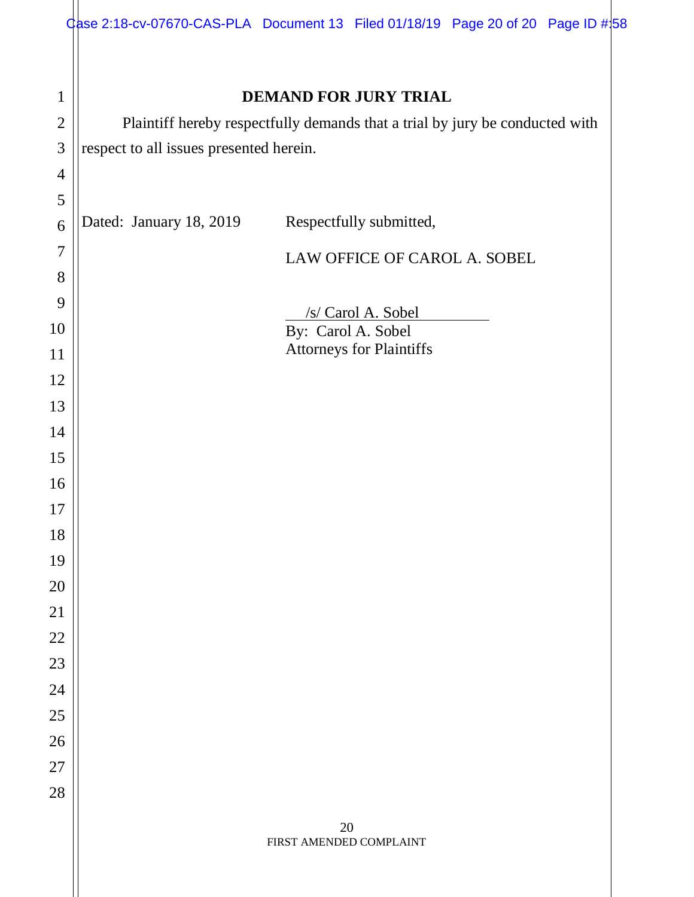## DEMAND FOR JURY TRIAL

Plaintiff hereby respectfully demands that a trial by jury be conducted with respect to all issues presented herein.

Dated: January 18, 2019

Respectfully submitted,

LAW OFFICE OF CAROL A. SOBEL

/s/ Carol A. Sobel

By: Carol A. Sobel
Attorneys for Plaintiffs